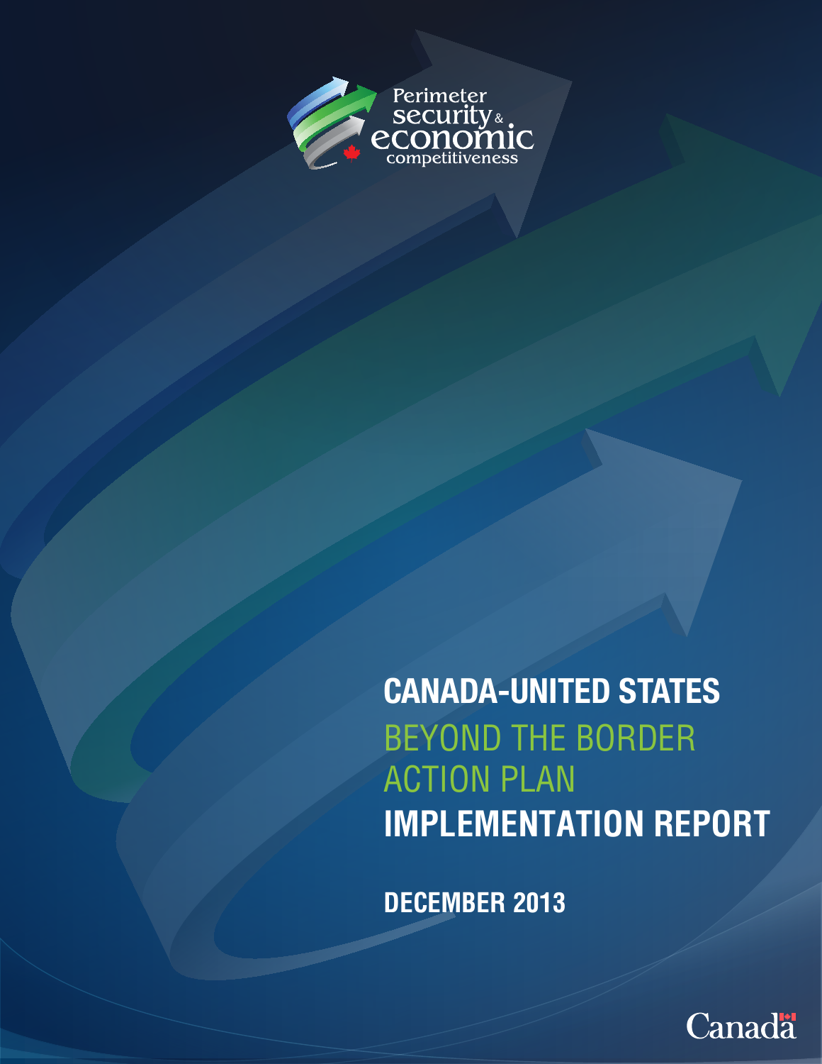Perimeter security & economic competitiveness

# CANADA-UNITED STATES BEYOND THE BORDER ACTION PLAN IMPLEMENTATION REPORT

## DECEMBER 2013

Canada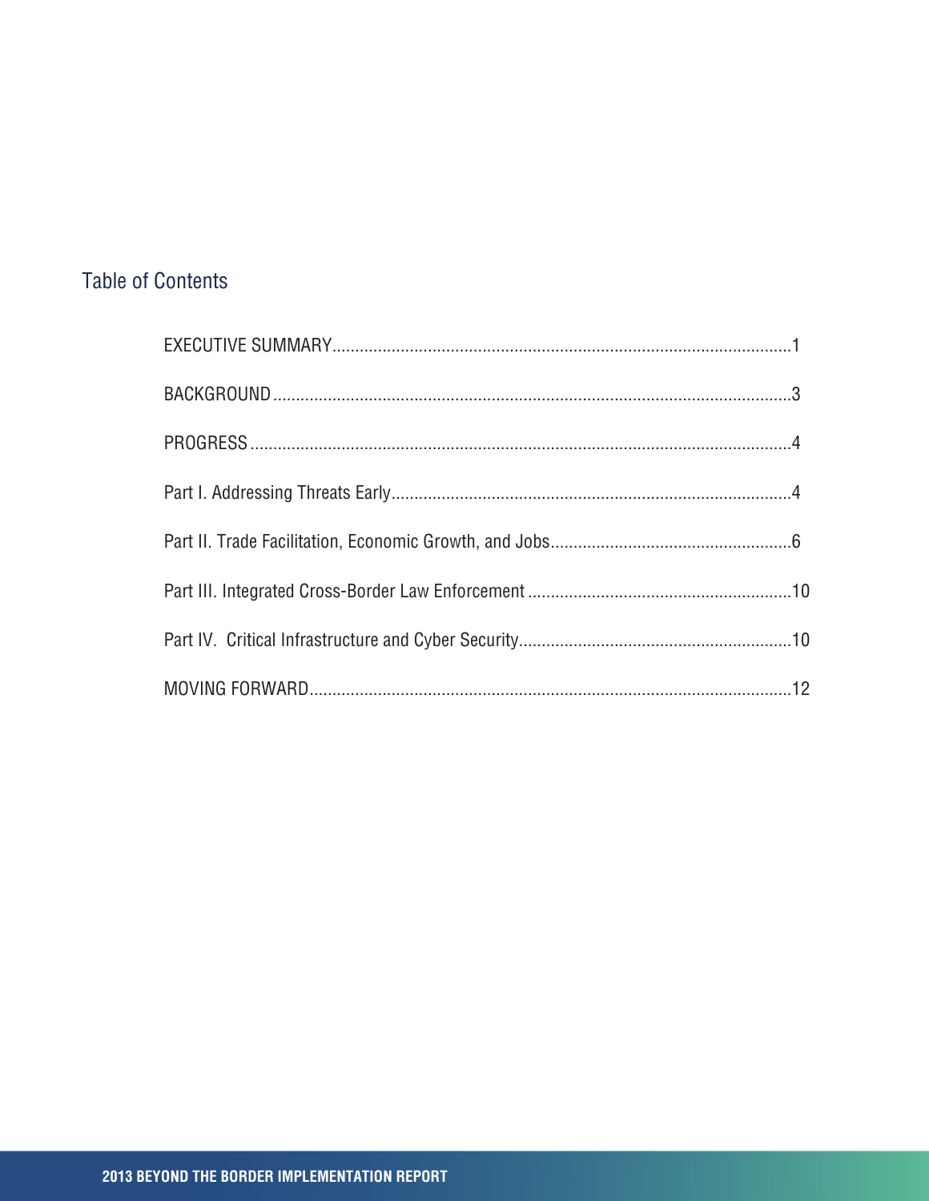## Table of Contents

EXECUTIVE SUMMARY....................................................................................................1

BACKGROUND.................................................................................................................3

PROGRESS......................................................................................................................4

Part I. Addressing Threats Early.......................................................................................4

Part II. Trade Facilitation, Economic Growth, and Jobs....................................................6

Part III. Integrated Cross-Border Law Enforcement.........................................................10

Part IV. Critical Infrastructure and Cyber Security...........................................................10

MOVING FORWARD.........................................................................................................12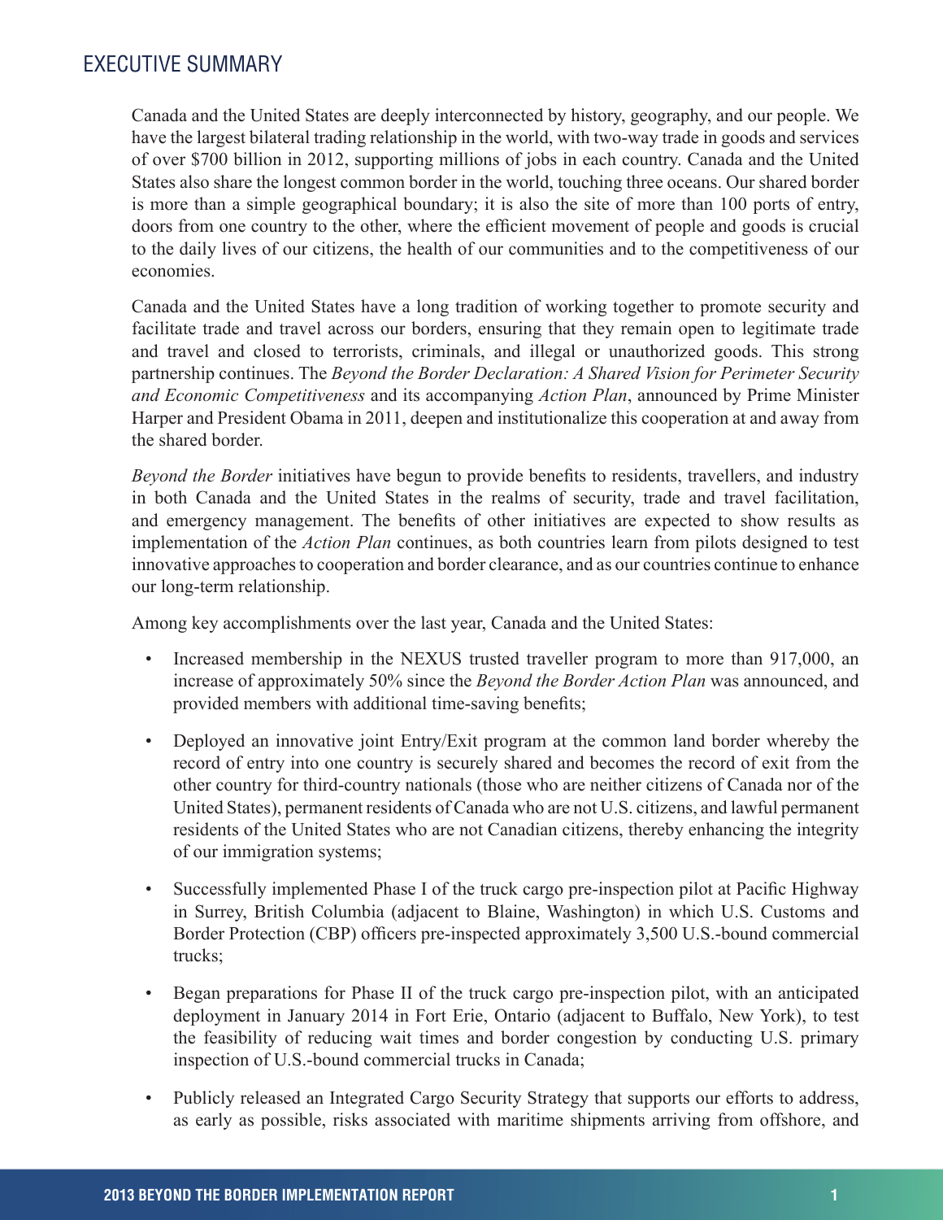## EXECUTIVE SUMMARY

Canada and the United States are deeply interconnected by history, geography, and our people. We have the largest bilateral trading relationship in the world, with two-way trade in goods and services of over $700 billion in 2012, supporting millions of jobs in each country. Canada and the United States also share the longest common border in the world, touching three oceans. Our shared border is more than a simple geographical boundary; it is also the site of more than 100 ports of entry, doors from one country to the other, where the efficient movement of people and goods is crucial to the daily lives of our citizens, the health of our communities and to the competitiveness of our economies.

Canada and the United States have a long tradition of working together to promote security and facilitate trade and travel across our borders, ensuring that they remain open to legitimate trade and travel and closed to terrorists, criminals, and illegal or unauthorized goods. This strong partnership continues. The *Beyond the Border Declaration: A Shared Vision for Perimeter Security and Economic Competitiveness* and its accompanying *Action Plan*, announced by Prime Minister Harper and President Obama in 2011, deepen and institutionalize this cooperation at and away from the shared border.

*Beyond the Border* initiatives have begun to provide benefits to residents, travellers, and industry in both Canada and the United States in the realms of security, trade and travel facilitation, and emergency management. The benefits of other initiatives are expected to show results as implementation of the *Action Plan* continues, as both countries learn from pilots designed to test innovative approaches to cooperation and border clearance, and as our countries continue to enhance our long-term relationship.

Among key accomplishments over the last year, Canada and the United States:

- Increased membership in the NEXUS trusted traveller program to more than 917,000, an increase of approximately 50% since the *Beyond the Border Action Plan* was announced, and provided members with additional time-saving benefits;
- Deployed an innovative joint Entry/Exit program at the common land border whereby the record of entry into one country is securely shared and becomes the record of exit from the other country for third-country nationals (those who are neither citizens of Canada nor of the United States), permanent residents of Canada who are not U.S. citizens, and lawful permanent residents of the United States who are not Canadian citizens, thereby enhancing the integrity of our immigration systems;
- Successfully implemented Phase I of the truck cargo pre-inspection pilot at Pacific Highway in Surrey, British Columbia (adjacent to Blaine, Washington) in which U.S. Customs and Border Protection (CBP) officers pre-inspected approximately 3,500 U.S.-bound commercial trucks;
- Began preparations for Phase II of the truck cargo pre-inspection pilot, with an anticipated deployment in January 2014 in Fort Erie, Ontario (adjacent to Buffalo, New York), to test the feasibility of reducing wait times and border congestion by conducting U.S. primary inspection of U.S.-bound commercial trucks in Canada;
- Publicly released an Integrated Cargo Security Strategy that supports our efforts to address, as early as possible, risks associated with maritime shipments arriving from offshore, and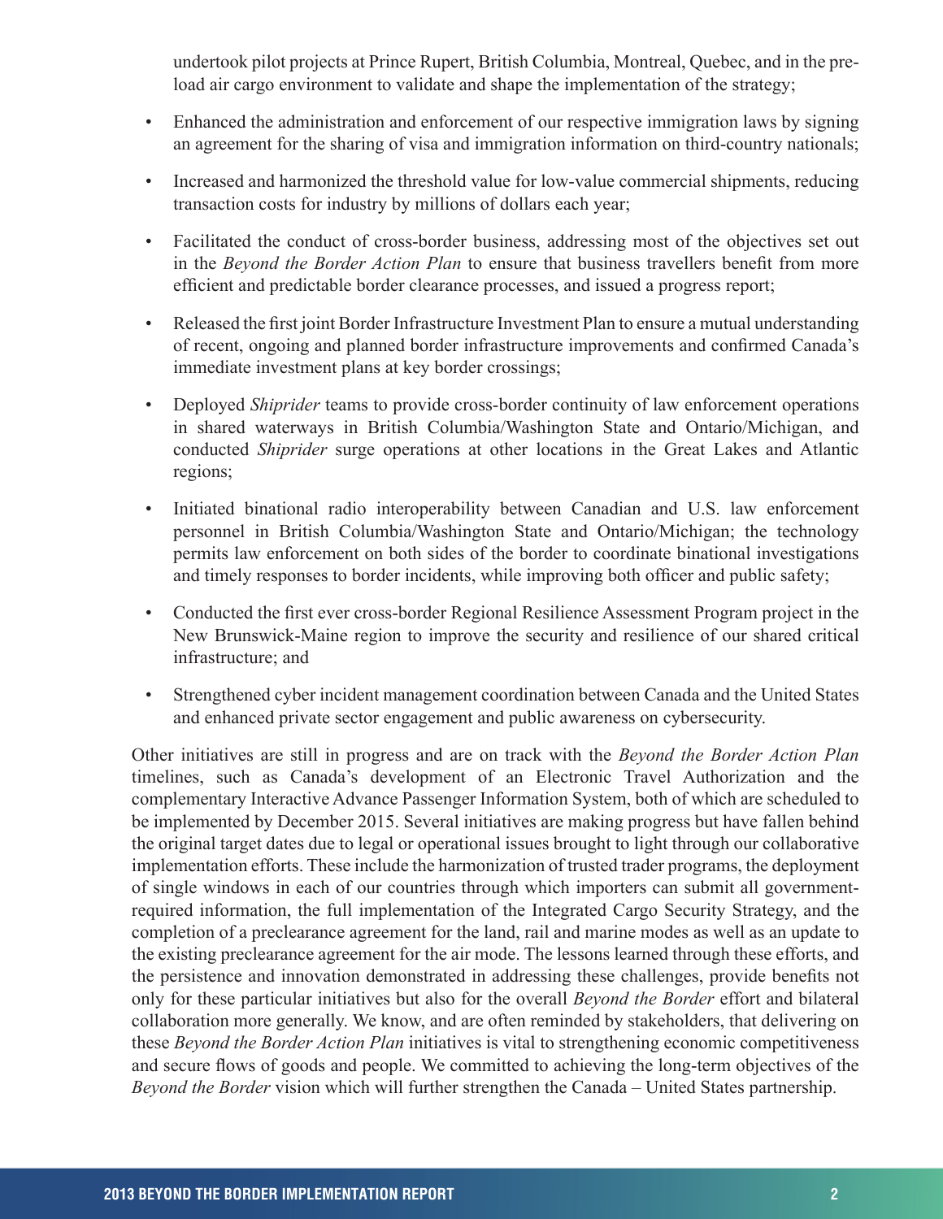undertook pilot projects at Prince Rupert, British Columbia, Montreal, Quebec, and in the pre-load air cargo environment to validate and shape the implementation of the strategy;

- Enhanced the administration and enforcement of our respective immigration laws by signing an agreement for the sharing of visa and immigration information on third-country nationals;
- Increased and harmonized the threshold value for low-value commercial shipments, reducing transaction costs for industry by millions of dollars each year;
- Facilitated the conduct of cross-border business, addressing most of the objectives set out in the *Beyond the Border Action Plan* to ensure that business travellers benefit from more efficient and predictable border clearance processes, and issued a progress report;
- Released the first joint Border Infrastructure Investment Plan to ensure a mutual understanding of recent, ongoing and planned border infrastructure improvements and confirmed Canada's immediate investment plans at key border crossings;
- Deployed *Shiprider* teams to provide cross-border continuity of law enforcement operations in shared waterways in British Columbia/Washington State and Ontario/Michigan, and conducted *Shiprider* surge operations at other locations in the Great Lakes and Atlantic regions;
- Initiated binational radio interoperability between Canadian and U.S. law enforcement personnel in British Columbia/Washington State and Ontario/Michigan; the technology permits law enforcement on both sides of the border to coordinate binational investigations and timely responses to border incidents, while improving both officer and public safety;
- Conducted the first ever cross-border Regional Resilience Assessment Program project in the New Brunswick-Maine region to improve the security and resilience of our shared critical infrastructure; and
- Strengthened cyber incident management coordination between Canada and the United States and enhanced private sector engagement and public awareness on cybersecurity.

Other initiatives are still in progress and are on track with the *Beyond the Border Action Plan* timelines, such as Canada's development of an Electronic Travel Authorization and the complementary Interactive Advance Passenger Information System, both of which are scheduled to be implemented by December 2015. Several initiatives are making progress but have fallen behind the original target dates due to legal or operational issues brought to light through our collaborative implementation efforts. These include the harmonization of trusted trader programs, the deployment of single windows in each of our countries through which importers can submit all government-required information, the full implementation of the Integrated Cargo Security Strategy, and the completion of a preclearance agreement for the land, rail and marine modes as well as an update to the existing preclearance agreement for the air mode. The lessons learned through these efforts, and the persistence and innovation demonstrated in addressing these challenges, provide benefits not only for these particular initiatives but also for the overall *Beyond the Border* effort and bilateral collaboration more generally. We know, and are often reminded by stakeholders, that delivering on these *Beyond the Border Action Plan* initiatives is vital to strengthening economic competitiveness and secure flows of goods and people. We committed to achieving the long-term objectives of the *Beyond the Border* vision which will further strengthen the Canada – United States partnership.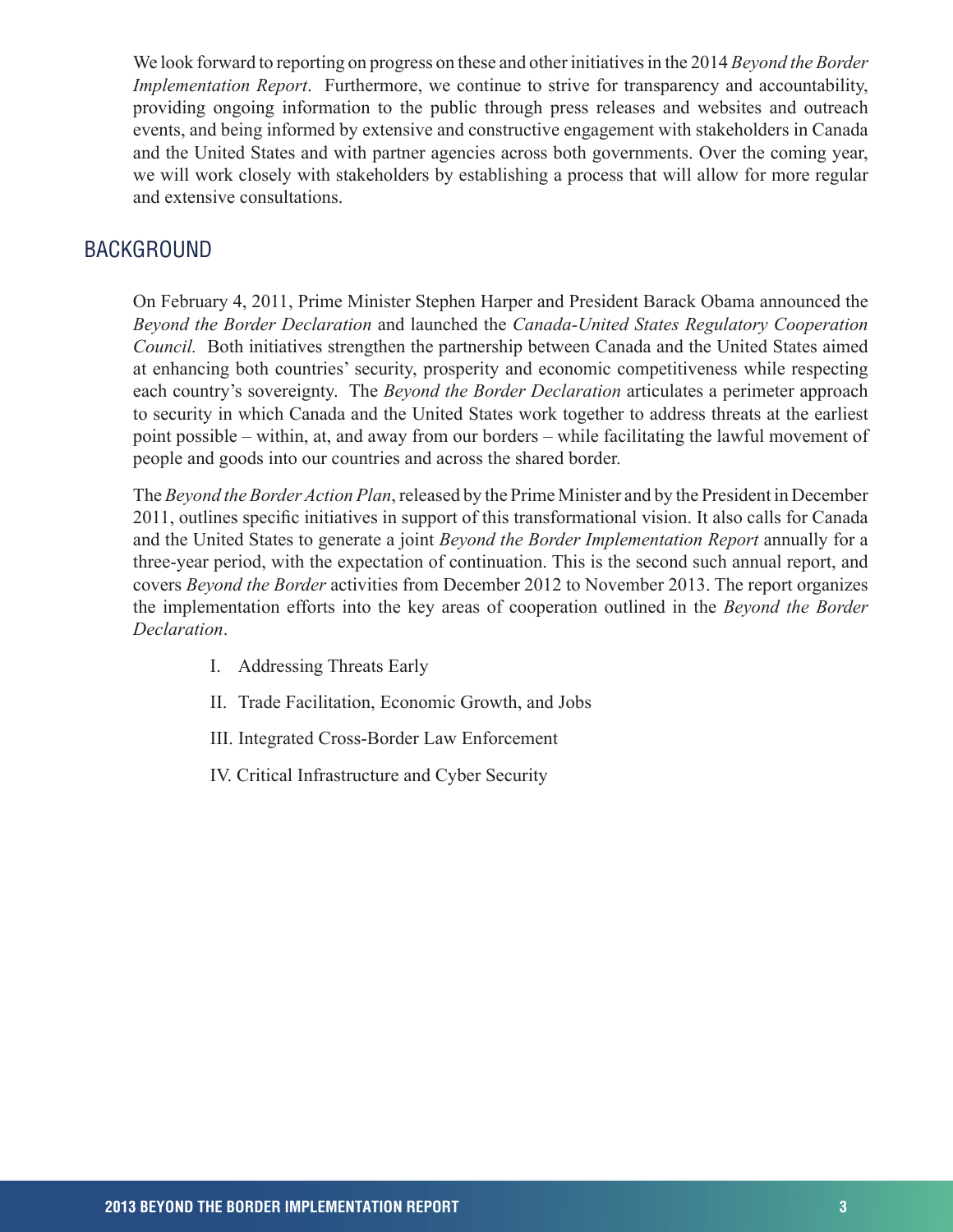We look forward to reporting on progress on these and other initiatives in the 2014 *Beyond the Border Implementation Report*. Furthermore, we continue to strive for transparency and accountability, providing ongoing information to the public through press releases and websites and outreach events, and being informed by extensive and constructive engagement with stakeholders in Canada and the United States and with partner agencies across both governments. Over the coming year, we will work closely with stakeholders by establishing a process that will allow for more regular and extensive consultations.

## BACKGROUND

On February 4, 2011, Prime Minister Stephen Harper and President Barack Obama announced the *Beyond the Border Declaration* and launched the *Canada-United States Regulatory Cooperation Council.* Both initiatives strengthen the partnership between Canada and the United States aimed at enhancing both countries' security, prosperity and economic competitiveness while respecting each country's sovereignty. The *Beyond the Border Declaration* articulates a perimeter approach to security in which Canada and the United States work together to address threats at the earliest point possible – within, at, and away from our borders – while facilitating the lawful movement of people and goods into our countries and across the shared border.

The *Beyond the Border Action Plan*, released by the Prime Minister and by the President in December 2011, outlines specific initiatives in support of this transformational vision. It also calls for Canada and the United States to generate a joint *Beyond the Border Implementation Report* annually for a three-year period, with the expectation of continuation. This is the second such annual report, and covers *Beyond the Border* activities from December 2012 to November 2013. The report organizes the implementation efforts into the key areas of cooperation outlined in the *Beyond the Border Declaration*.

I. Addressing Threats Early

II. Trade Facilitation, Economic Growth, and Jobs

III. Integrated Cross-Border Law Enforcement

IV. Critical Infrastructure and Cyber Security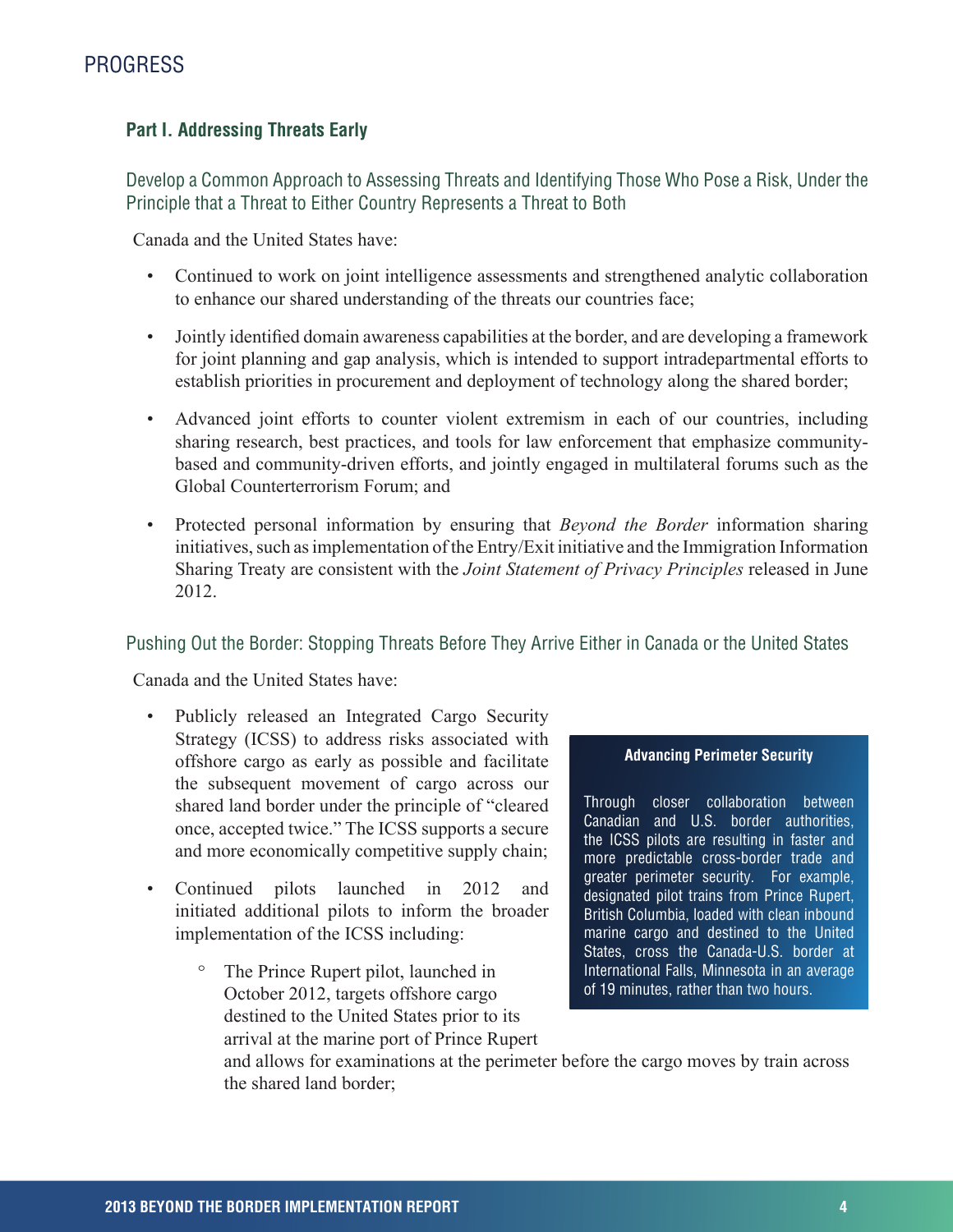# PROGRESS

## Part I. Addressing Threats Early

### Develop a Common Approach to Assessing Threats and Identifying Those Who Pose a Risk, Under the Principle that a Threat to Either Country Represents a Threat to Both

Canada and the United States have:

- Continued to work on joint intelligence assessments and strengthened analytic collaboration to enhance our shared understanding of the threats our countries face;
- Jointly identified domain awareness capabilities at the border, and are developing a framework for joint planning and gap analysis, which is intended to support intradepartmental efforts to establish priorities in procurement and deployment of technology along the shared border;
- Advanced joint efforts to counter violent extremism in each of our countries, including sharing research, best practices, and tools for law enforcement that emphasize community-based and community-driven efforts, and jointly engaged in multilateral forums such as the Global Counterterrorism Forum; and
- Protected personal information by ensuring that *Beyond the Border* information sharing initiatives, such as implementation of the Entry/Exit initiative and the Immigration Information Sharing Treaty are consistent with the *Joint Statement of Privacy Principles* released in June 2012.

### Pushing Out the Border: Stopping Threats Before They Arrive Either in Canada or the United States

Canada and the United States have:

- Publicly released an Integrated Cargo Security Strategy (ICSS) to address risks associated with offshore cargo as early as possible and facilitate the subsequent movement of cargo across our shared land border under the principle of "cleared once, accepted twice." The ICSS supports a secure and more economically competitive supply chain;
- Continued pilots launched in 2012 and initiated additional pilots to inform the broader implementation of the ICSS including:
  - The Prince Rupert pilot, launched in October 2012, targets offshore cargo destined to the United States prior to its arrival at the marine port of Prince Rupert and allows for examinations at the perimeter before the cargo moves by train across the shared land border;

**Advancing Perimeter Security**

Through closer collaboration between Canadian and U.S. border authorities, the ICSS pilots are resulting in faster and more predictable cross-border trade and greater perimeter security. For example, designated pilot trains from Prince Rupert, British Columbia, loaded with clean inbound marine cargo and destined to the United States, cross the Canada-U.S. border at International Falls, Minnesota in an average of 19 minutes, rather than two hours.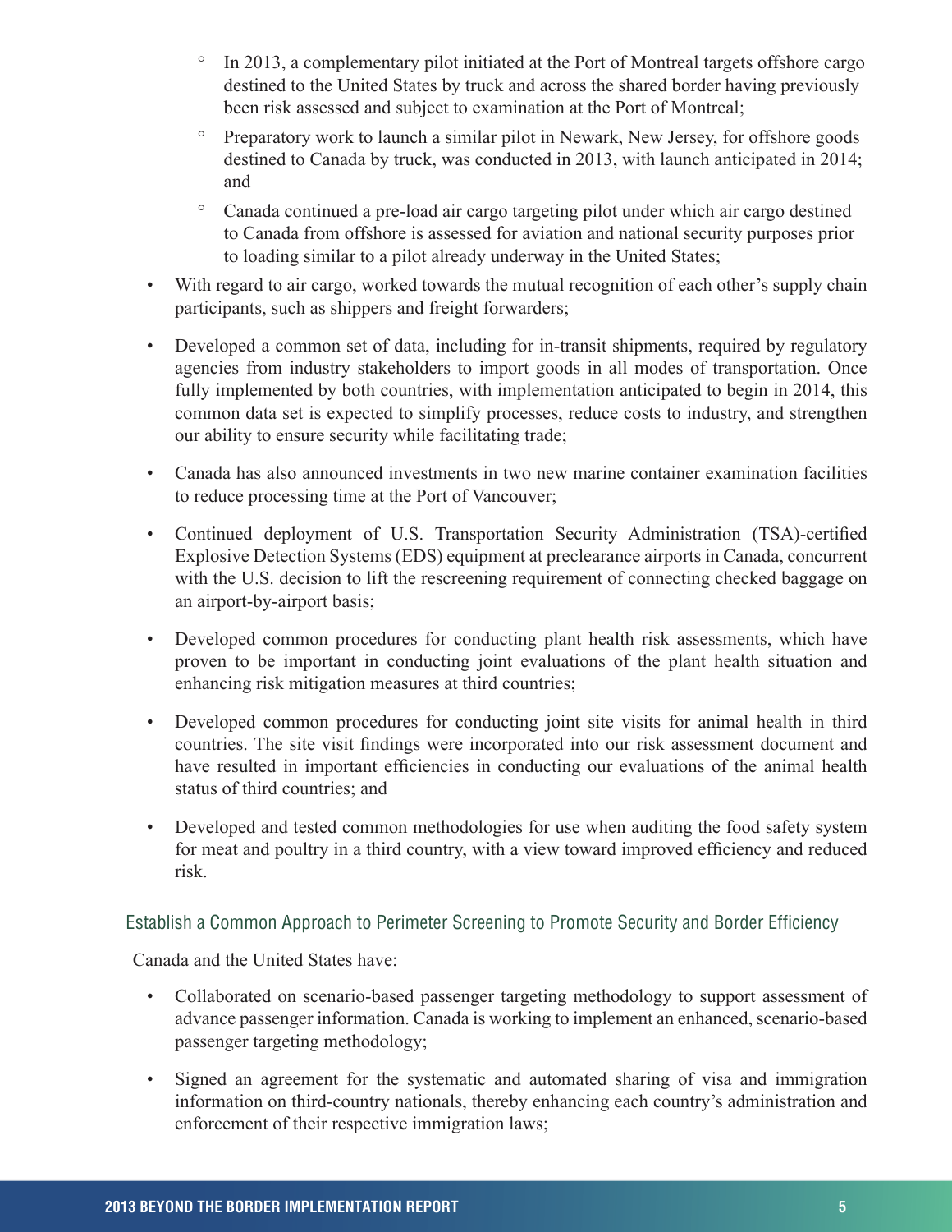- In 2013, a complementary pilot initiated at the Port of Montreal targets offshore cargo destined to the United States by truck and across the shared border having previously been risk assessed and subject to examination at the Port of Montreal;
  - Preparatory work to launch a similar pilot in Newark, New Jersey, for offshore goods destined to Canada by truck, was conducted in 2013, with launch anticipated in 2014; and
  - Canada continued a pre-load air cargo targeting pilot under which air cargo destined to Canada from offshore is assessed for aviation and national security purposes prior to loading similar to a pilot already underway in the United States;
- With regard to air cargo, worked towards the mutual recognition of each other's supply chain participants, such as shippers and freight forwarders;
- Developed a common set of data, including for in-transit shipments, required by regulatory agencies from industry stakeholders to import goods in all modes of transportation. Once fully implemented by both countries, with implementation anticipated to begin in 2014, this common data set is expected to simplify processes, reduce costs to industry, and strengthen our ability to ensure security while facilitating trade;
- Canada has also announced investments in two new marine container examination facilities to reduce processing time at the Port of Vancouver;
- Continued deployment of U.S. Transportation Security Administration (TSA)-certified Explosive Detection Systems (EDS) equipment at preclearance airports in Canada, concurrent with the U.S. decision to lift the rescreening requirement of connecting checked baggage on an airport-by-airport basis;
- Developed common procedures for conducting plant health risk assessments, which have proven to be important in conducting joint evaluations of the plant health situation and enhancing risk mitigation measures at third countries;
- Developed common procedures for conducting joint site visits for animal health in third countries. The site visit findings were incorporated into our risk assessment document and have resulted in important efficiencies in conducting our evaluations of the animal health status of third countries; and
- Developed and tested common methodologies for use when auditing the food safety system for meat and poultry in a third country, with a view toward improved efficiency and reduced risk.

## Establish a Common Approach to Perimeter Screening to Promote Security and Border Efficiency

Canada and the United States have:

- Collaborated on scenario-based passenger targeting methodology to support assessment of advance passenger information. Canada is working to implement an enhanced, scenario-based passenger targeting methodology;
- Signed an agreement for the systematic and automated sharing of visa and immigration information on third-country nationals, thereby enhancing each country's administration and enforcement of their respective immigration laws;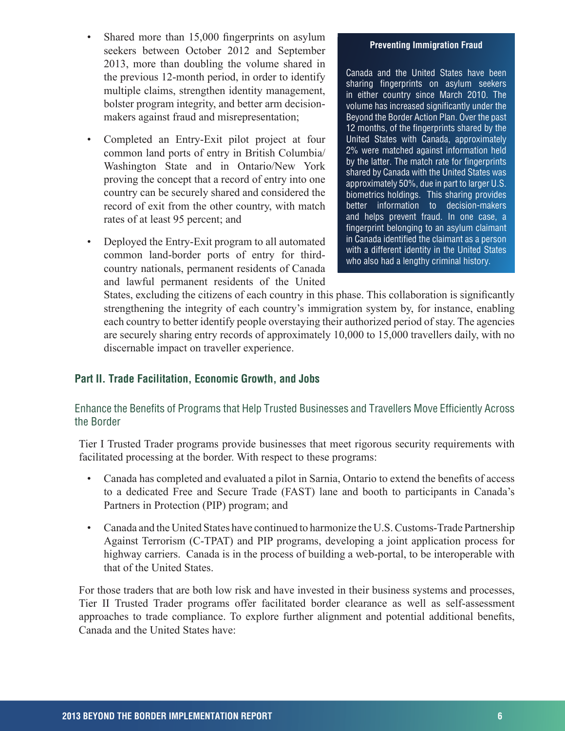- Shared more than 15,000 fingerprints on asylum seekers between October 2012 and September 2013, more than doubling the volume shared in the previous 12-month period, in order to identify multiple claims, strengthen identity management, bolster program integrity, and better arm decision-makers against fraud and misrepresentation;

- Completed an Entry-Exit pilot project at four common land ports of entry in British Columbia/ Washington State and in Ontario/New York proving the concept that a record of entry into one country can be securely shared and considered the record of exit from the other country, with match rates of at least 95 percent; and

- Deployed the Entry-Exit program to all automated common land-border ports of entry for third-country nationals, permanent residents of Canada and lawful permanent residents of the United States, excluding the citizens of each country in this phase. This collaboration is significantly strengthening the integrity of each country's immigration system by, for instance, enabling each country to better identify people overstaying their authorized period of stay. The agencies are securely sharing entry records of approximately 10,000 to 15,000 travellers daily, with no discernable impact on traveller experience.

**Preventing Immigration Fraud**

Canada and the United States have been sharing fingerprints on asylum seekers in either country since March 2010. The volume has increased significantly under the Beyond the Border Action Plan. Over the past 12 months, of the fingerprints shared by the United States with Canada, approximately 2% were matched against information held by the latter. The match rate for fingerprints shared by Canada with the United States was approximately 50%, due in part to larger U.S. biometrics holdings. This sharing provides better information to decision-makers and helps prevent fraud. In one case, a fingerprint belonging to an asylum claimant in Canada identified the claimant as a person with a different identity in the United States who also had a lengthy criminal history.

## Part II. Trade Facilitation, Economic Growth, and Jobs

### Enhance the Benefits of Programs that Help Trusted Businesses and Travellers Move Efficiently Across the Border

Tier I Trusted Trader programs provide businesses that meet rigorous security requirements with facilitated processing at the border. With respect to these programs:

- Canada has completed and evaluated a pilot in Sarnia, Ontario to extend the benefits of access to a dedicated Free and Secure Trade (FAST) lane and booth to participants in Canada's Partners in Protection (PIP) program; and

- Canada and the United States have continued to harmonize the U.S. Customs-Trade Partnership Against Terrorism (C-TPAT) and PIP programs, developing a joint application process for highway carriers. Canada is in the process of building a web-portal, to be interoperable with that of the United States.

For those traders that are both low risk and have invested in their business systems and processes, Tier II Trusted Trader programs offer facilitated border clearance as well as self-assessment approaches to trade compliance. To explore further alignment and potential additional benefits, Canada and the United States have: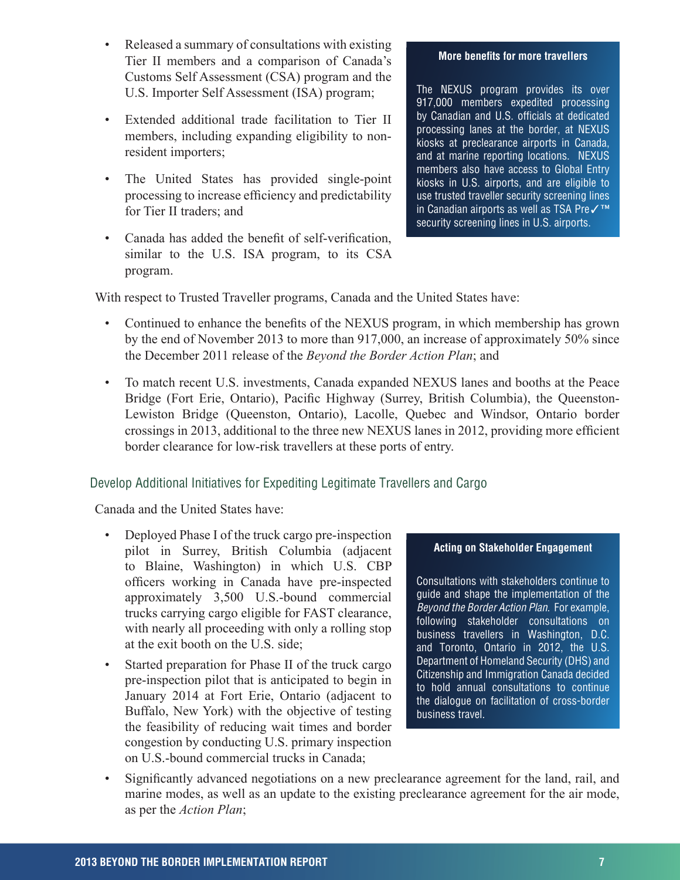- Released a summary of consultations with existing Tier II members and a comparison of Canada's Customs Self Assessment (CSA) program and the U.S. Importer Self Assessment (ISA) program;
- Extended additional trade facilitation to Tier II members, including expanding eligibility to non-resident importers;
- The United States has provided single-point processing to increase efficiency and predictability for Tier II traders; and
- Canada has added the benefit of self-verification, similar to the U.S. ISA program, to its CSA program.

**More benefits for more travellers**

The NEXUS program provides its over 917,000 members expedited processing by Canadian and U.S. officials at dedicated processing lanes at the border, at NEXUS kiosks at preclearance airports in Canada, and at marine reporting locations. NEXUS members also have access to Global Entry kiosks in U.S. airports, and are eligible to use trusted traveller security screening lines in Canadian airports as well as TSA Pre✓™ security screening lines in U.S. airports.

With respect to Trusted Traveller programs, Canada and the United States have:

- Continued to enhance the benefits of the NEXUS program, in which membership has grown by the end of November 2013 to more than 917,000, an increase of approximately 50% since the December 2011 release of the *Beyond the Border Action Plan*; and
- To match recent U.S. investments, Canada expanded NEXUS lanes and booths at the Peace Bridge (Fort Erie, Ontario), Pacific Highway (Surrey, British Columbia), the Queenston-Lewiston Bridge (Queenston, Ontario), Lacolle, Quebec and Windsor, Ontario border crossings in 2013, additional to the three new NEXUS lanes in 2012, providing more efficient border clearance for low-risk travellers at these ports of entry.

### Develop Additional Initiatives for Expediting Legitimate Travellers and Cargo

Canada and the United States have:

- Deployed Phase I of the truck cargo pre-inspection pilot in Surrey, British Columbia (adjacent to Blaine, Washington) in which U.S. CBP officers working in Canada have pre-inspected approximately 3,500 U.S.-bound commercial trucks carrying cargo eligible for FAST clearance, with nearly all proceeding with only a rolling stop at the exit booth on the U.S. side;
- Started preparation for Phase II of the truck cargo pre-inspection pilot that is anticipated to begin in January 2014 at Fort Erie, Ontario (adjacent to Buffalo, New York) with the objective of testing the feasibility of reducing wait times and border congestion by conducting U.S. primary inspection on U.S.-bound commercial trucks in Canada;
- Significantly advanced negotiations on a new preclearance agreement for the land, rail, and marine modes, as well as an update to the existing preclearance agreement for the air mode, as per the *Action Plan*;

**Acting on Stakeholder Engagement**

Consultations with stakeholders continue to guide and shape the implementation of the *Beyond the Border Action Plan*. For example, following stakeholder consultations on business travellers in Washington, D.C. and Toronto, Ontario in 2012, the U.S. Department of Homeland Security (DHS) and Citizenship and Immigration Canada decided to hold annual consultations to continue the dialogue on facilitation of cross-border business travel.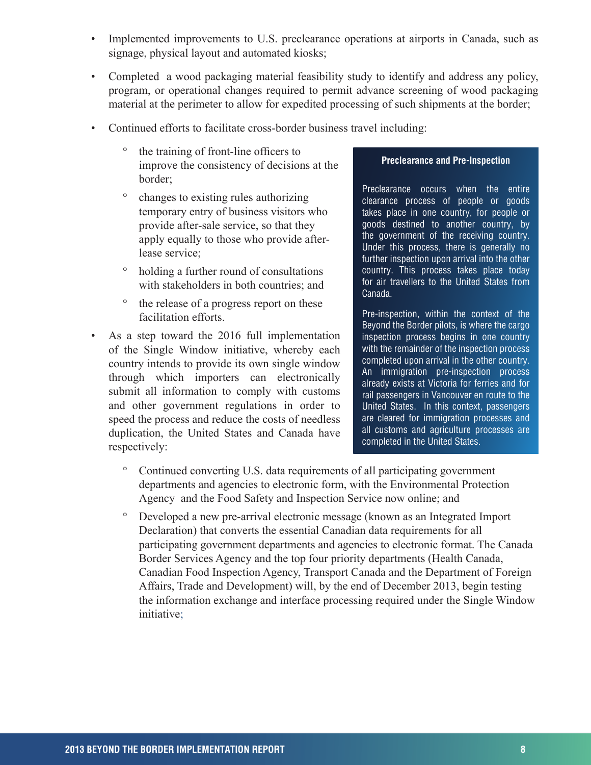- Implemented improvements to U.S. preclearance operations at airports in Canada, such as signage, physical layout and automated kiosks;

- Completed a wood packaging material feasibility study to identify and address any policy, program, or operational changes required to permit advance screening of wood packaging material at the perimeter to allow for expedited processing of such shipments at the border;

- Continued efforts to facilitate cross-border business travel including:
  - the training of front-line officers to improve the consistency of decisions at the border;
  - changes to existing rules authorizing temporary entry of business visitors who provide after-sale service, so that they apply equally to those who provide after-lease service;
  - holding a further round of consultations with stakeholders in both countries; and
  - the release of a progress report on these facilitation efforts.

- As a step toward the 2016 full implementation of the Single Window initiative, whereby each country intends to provide its own single window through which importers can electronically submit all information to comply with customs and other government regulations in order to speed the process and reduce the costs of needless duplication, the United States and Canada have respectively:
  - Continued converting U.S. data requirements of all participating government departments and agencies to electronic form, with the Environmental Protection Agency and the Food Safety and Inspection Service now online; and
  - Developed a new pre-arrival electronic message (known as an Integrated Import Declaration) that converts the essential Canadian data requirements for all participating government departments and agencies to electronic format. The Canada Border Services Agency and the top four priority departments (Health Canada, Canadian Food Inspection Agency, Transport Canada and the Department of Foreign Affairs, Trade and Development) will, by the end of December 2013, begin testing the information exchange and interface processing required under the Single Window initiative;

**Preclearance and Pre-Inspection**

Preclearance occurs when the entire clearance process of people or goods takes place in one country, for people or goods destined to another country, by the government of the receiving country. Under this process, there is generally no further inspection upon arrival into the other country. This process takes place today for air travellers to the United States from Canada.

Pre-inspection, within the context of the Beyond the Border pilots, is where the cargo inspection process begins in one country with the remainder of the inspection process completed upon arrival in the other country. An immigration pre-inspection process already exists at Victoria for ferries and for rail passengers in Vancouver en route to the United States. In this context, passengers are cleared for immigration processes and all customs and agriculture processes are completed in the United States.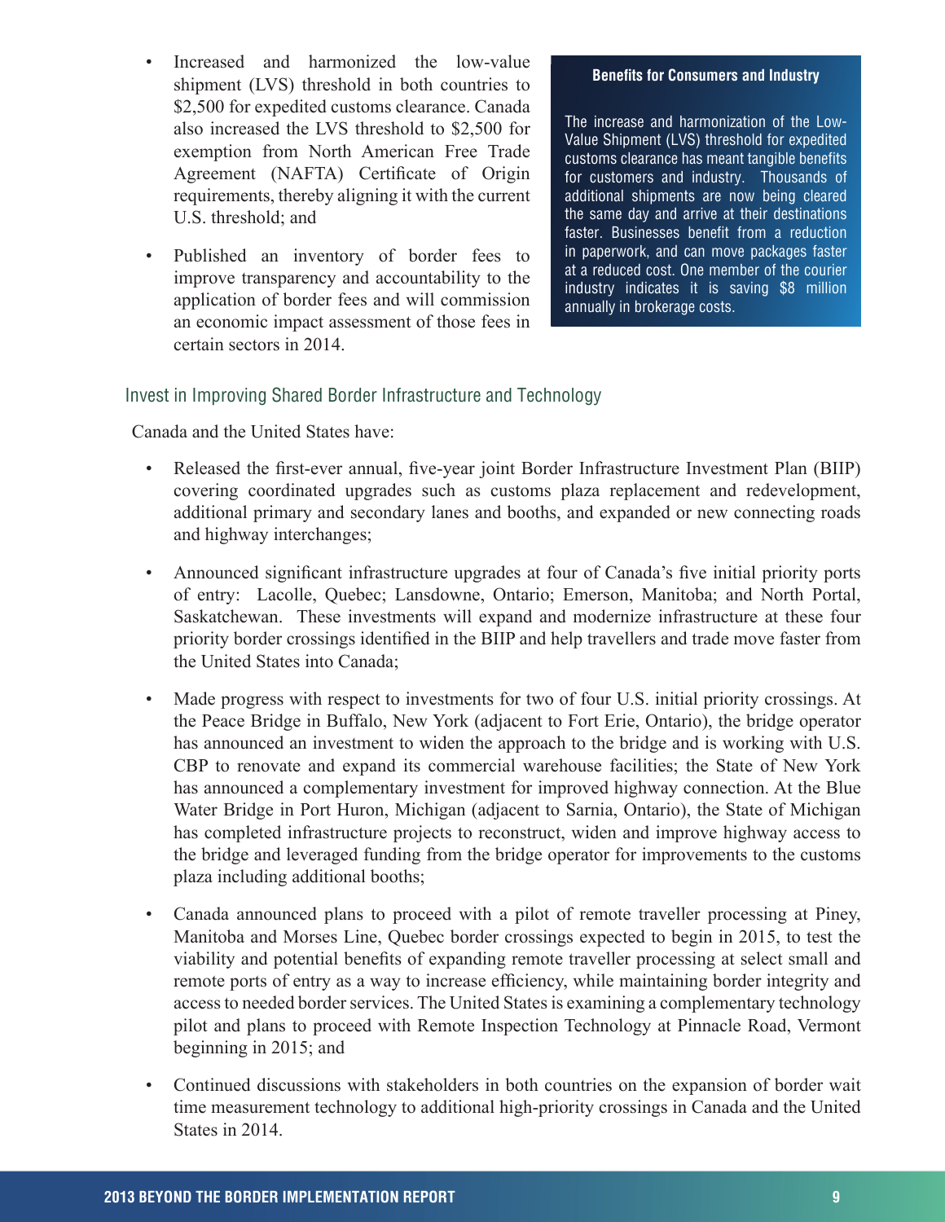- Increased and harmonized the low-value shipment (LVS) threshold in both countries to $2,500 for expedited customs clearance. Canada also increased the LVS threshold to $2,500 for exemption from North American Free Trade Agreement (NAFTA) Certificate of Origin requirements, thereby aligning it with the current U.S. threshold; and
- Published an inventory of border fees to improve transparency and accountability to the application of border fees and will commission an economic impact assessment of those fees in certain sectors in 2014.

**Benefits for Consumers and Industry**

The increase and harmonization of the Low-Value Shipment (LVS) threshold for expedited customs clearance has meant tangible benefits for customers and industry. Thousands of additional shipments are now being cleared the same day and arrive at their destinations faster. Businesses benefit from a reduction in paperwork, and can move packages faster at a reduced cost. One member of the courier industry indicates it is saving $8 million annually in brokerage costs.

### Invest in Improving Shared Border Infrastructure and Technology

Canada and the United States have:

- Released the first-ever annual, five-year joint Border Infrastructure Investment Plan (BIIP) covering coordinated upgrades such as customs plaza replacement and redevelopment, additional primary and secondary lanes and booths, and expanded or new connecting roads and highway interchanges;
- Announced significant infrastructure upgrades at four of Canada's five initial priority ports of entry: Lacolle, Quebec; Lansdowne, Ontario; Emerson, Manitoba; and North Portal, Saskatchewan. These investments will expand and modernize infrastructure at these four priority border crossings identified in the BIIP and help travellers and trade move faster from the United States into Canada;
- Made progress with respect to investments for two of four U.S. initial priority crossings. At the Peace Bridge in Buffalo, New York (adjacent to Fort Erie, Ontario), the bridge operator has announced an investment to widen the approach to the bridge and is working with U.S. CBP to renovate and expand its commercial warehouse facilities; the State of New York has announced a complementary investment for improved highway connection. At the Blue Water Bridge in Port Huron, Michigan (adjacent to Sarnia, Ontario), the State of Michigan has completed infrastructure projects to reconstruct, widen and improve highway access to the bridge and leveraged funding from the bridge operator for improvements to the customs plaza including additional booths;
- Canada announced plans to proceed with a pilot of remote traveller processing at Piney, Manitoba and Morses Line, Quebec border crossings expected to begin in 2015, to test the viability and potential benefits of expanding remote traveller processing at select small and remote ports of entry as a way to increase efficiency, while maintaining border integrity and access to needed border services. The United States is examining a complementary technology pilot and plans to proceed with Remote Inspection Technology at Pinnacle Road, Vermont beginning in 2015; and
- Continued discussions with stakeholders in both countries on the expansion of border wait time measurement technology to additional high-priority crossings in Canada and the United States in 2014.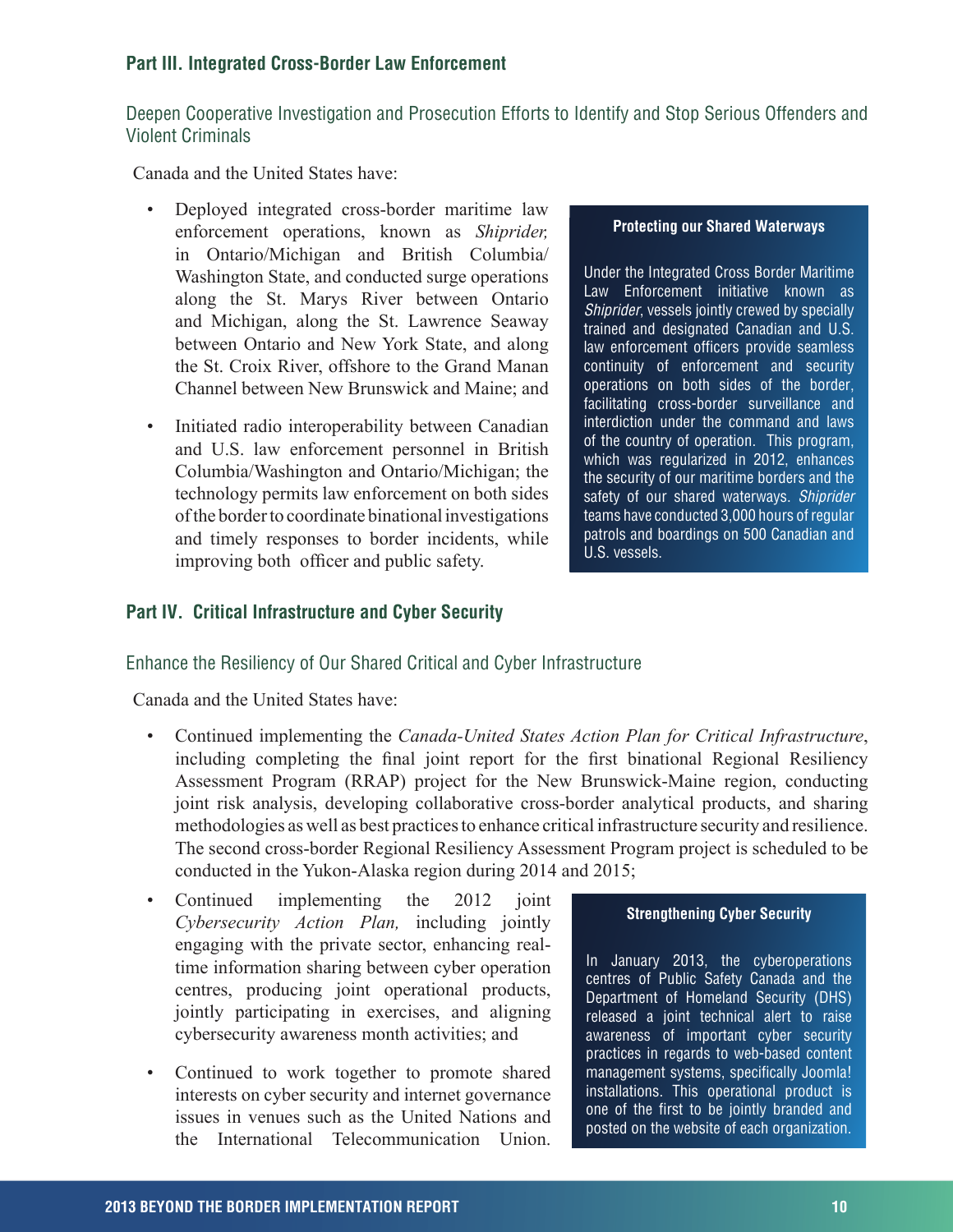## Part III. Integrated Cross-Border Law Enforcement

### Deepen Cooperative Investigation and Prosecution Efforts to Identify and Stop Serious Offenders and Violent Criminals

Canada and the United States have:

- Deployed integrated cross-border maritime law enforcement operations, known as *Shiprider,* in Ontario/Michigan and British Columbia/Washington State, and conducted surge operations along the St. Marys River between Ontario and Michigan, along the St. Lawrence Seaway between Ontario and New York State, and along the St. Croix River, offshore to the Grand Manan Channel between New Brunswick and Maine; and
- Initiated radio interoperability between Canadian and U.S. law enforcement personnel in British Columbia/Washington and Ontario/Michigan; the technology permits law enforcement on both sides of the border to coordinate binational investigations and timely responses to border incidents, while improving both officer and public safety.

**Protecting our Shared Waterways**

Under the Integrated Cross Border Maritime Law Enforcement initiative known as *Shiprider*, vessels jointly crewed by specially trained and designated Canadian and U.S. law enforcement officers provide seamless continuity of enforcement and security operations on both sides of the border, facilitating cross-border surveillance and interdiction under the command and laws of the country of operation. This program, which was regularized in 2012, enhances the security of our maritime borders and the safety of our shared waterways. *Shiprider* teams have conducted 3,000 hours of regular patrols and boardings on 500 Canadian and U.S. vessels.

## Part IV. Critical Infrastructure and Cyber Security

### Enhance the Resiliency of Our Shared Critical and Cyber Infrastructure

Canada and the United States have:

- Continued implementing the *Canada-United States Action Plan for Critical Infrastructure*, including completing the final joint report for the first binational Regional Resiliency Assessment Program (RRAP) project for the New Brunswick-Maine region, conducting joint risk analysis, developing collaborative cross-border analytical products, and sharing methodologies as well as best practices to enhance critical infrastructure security and resilience. The second cross-border Regional Resiliency Assessment Program project is scheduled to be conducted in the Yukon-Alaska region during 2014 and 2015;
- Continued implementing the 2012 joint *Cybersecurity Action Plan,* including jointly engaging with the private sector, enhancing real-time information sharing between cyber operation centres, producing joint operational products, jointly participating in exercises, and aligning cybersecurity awareness month activities; and
- Continued to work together to promote shared interests on cyber security and internet governance issues in venues such as the United Nations and the International Telecommunication Union.

**Strengthening Cyber Security**

In January 2013, the cyberoperations centres of Public Safety Canada and the Department of Homeland Security (DHS) released a joint technical alert to raise awareness of important cyber security practices in regards to web-based content management systems, specifically Joomla! installations. This operational product is one of the first to be jointly branded and posted on the website of each organization.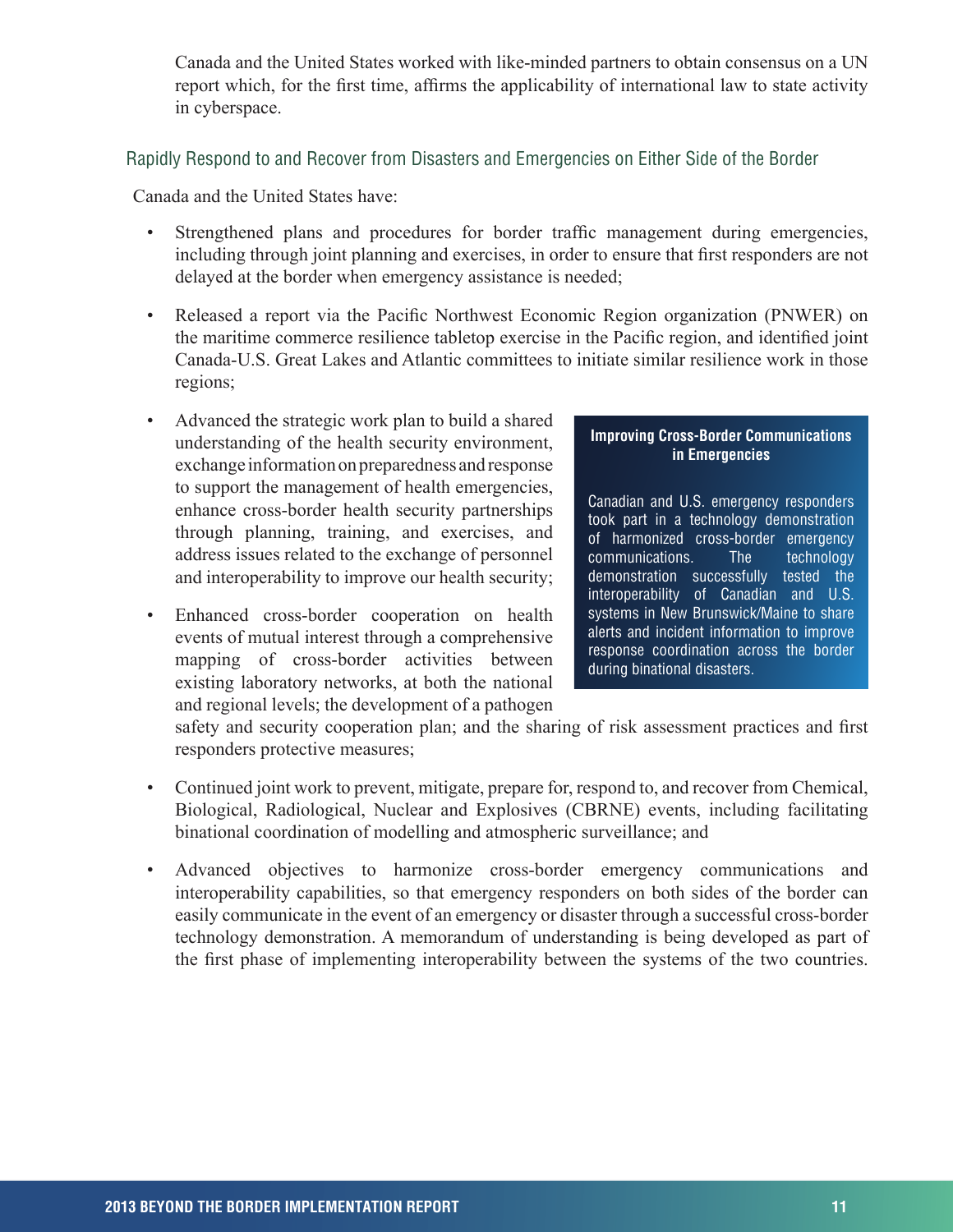Canada and the United States worked with like-minded partners to obtain consensus on a UN report which, for the first time, affirms the applicability of international law to state activity in cyberspace.

## Rapidly Respond to and Recover from Disasters and Emergencies on Either Side of the Border

Canada and the United States have:

- Strengthened plans and procedures for border traffic management during emergencies, including through joint planning and exercises, in order to ensure that first responders are not delayed at the border when emergency assistance is needed;
- Released a report via the Pacific Northwest Economic Region organization (PNWER) on the maritime commerce resilience tabletop exercise in the Pacific region, and identified joint Canada-U.S. Great Lakes and Atlantic committees to initiate similar resilience work in those regions;
- Advanced the strategic work plan to build a shared understanding of the health security environment, exchange information on preparedness and response to support the management of health emergencies, enhance cross-border health security partnerships through planning, training, and exercises, and address issues related to the exchange of personnel and interoperability to improve our health security;
- Enhanced cross-border cooperation on health events of mutual interest through a comprehensive mapping of cross-border activities between existing laboratory networks, at both the national and regional levels; the development of a pathogen safety and security cooperation plan; and the sharing of risk assessment practices and first responders protective measures;
- Continued joint work to prevent, mitigate, prepare for, respond to, and recover from Chemical, Biological, Radiological, Nuclear and Explosives (CBRNE) events, including facilitating binational coordination of modelling and atmospheric surveillance; and
- Advanced objectives to harmonize cross-border emergency communications and interoperability capabilities, so that emergency responders on both sides of the border can easily communicate in the event of an emergency or disaster through a successful cross-border technology demonstration. A memorandum of understanding is being developed as part of the first phase of implementing interoperability between the systems of the two countries.

> **Improving Cross-Border Communications in Emergencies**
>
> Canadian and U.S. emergency responders took part in a technology demonstration of harmonized cross-border emergency communications. The technology demonstration successfully tested the interoperability of Canadian and U.S. systems in New Brunswick/Maine to share alerts and incident information to improve response coordination across the border during binational disasters.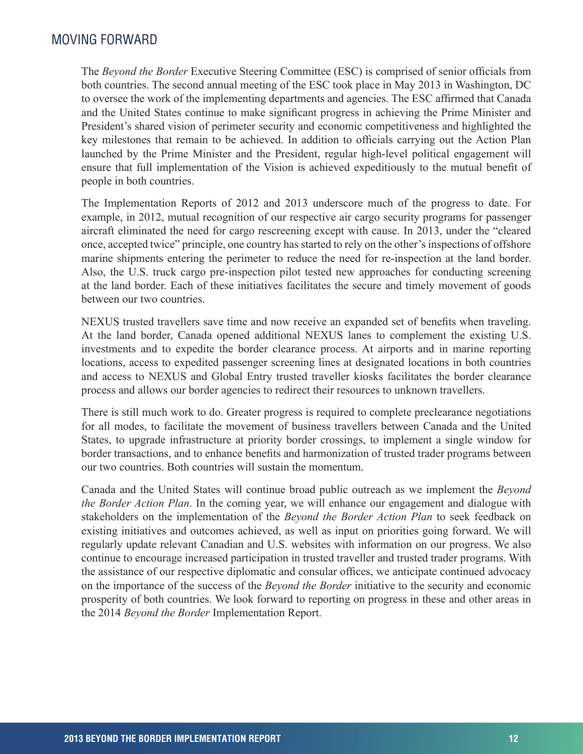# MOVING FORWARD

The *Beyond the Border* Executive Steering Committee (ESC) is comprised of senior officials from both countries. The second annual meeting of the ESC took place in May 2013 in Washington, DC to oversee the work of the implementing departments and agencies. The ESC affirmed that Canada and the United States continue to make significant progress in achieving the Prime Minister and President's shared vision of perimeter security and economic competitiveness and highlighted the key milestones that remain to be achieved. In addition to officials carrying out the Action Plan launched by the Prime Minister and the President, regular high-level political engagement will ensure that full implementation of the Vision is achieved expeditiously to the mutual benefit of people in both countries.

The Implementation Reports of 2012 and 2013 underscore much of the progress to date. For example, in 2012, mutual recognition of our respective air cargo security programs for passenger aircraft eliminated the need for cargo rescreening except with cause. In 2013, under the "cleared once, accepted twice" principle, one country has started to rely on the other's inspections of offshore marine shipments entering the perimeter to reduce the need for re-inspection at the land border. Also, the U.S. truck cargo pre-inspection pilot tested new approaches for conducting screening at the land border. Each of these initiatives facilitates the secure and timely movement of goods between our two countries.

NEXUS trusted travellers save time and now receive an expanded set of benefits when traveling. At the land border, Canada opened additional NEXUS lanes to complement the existing U.S. investments and to expedite the border clearance process. At airports and in marine reporting locations, access to expedited passenger screening lines at designated locations in both countries and access to NEXUS and Global Entry trusted traveller kiosks facilitates the border clearance process and allows our border agencies to redirect their resources to unknown travellers.

There is still much work to do. Greater progress is required to complete preclearance negotiations for all modes, to facilitate the movement of business travellers between Canada and the United States, to upgrade infrastructure at priority border crossings, to implement a single window for border transactions, and to enhance benefits and harmonization of trusted trader programs between our two countries. Both countries will sustain the momentum.

Canada and the United States will continue broad public outreach as we implement the *Beyond the Border Action Plan*. In the coming year, we will enhance our engagement and dialogue with stakeholders on the implementation of the *Beyond the Border Action Plan* to seek feedback on existing initiatives and outcomes achieved, as well as input on priorities going forward. We will regularly update relevant Canadian and U.S. websites with information on our progress. We also continue to encourage increased participation in trusted traveller and trusted trader programs. With the assistance of our respective diplomatic and consular offices, we anticipate continued advocacy on the importance of the success of the *Beyond the Border* initiative to the security and economic prosperity of both countries. We look forward to reporting on progress in these and other areas in the 2014 *Beyond the Border* Implementation Report.